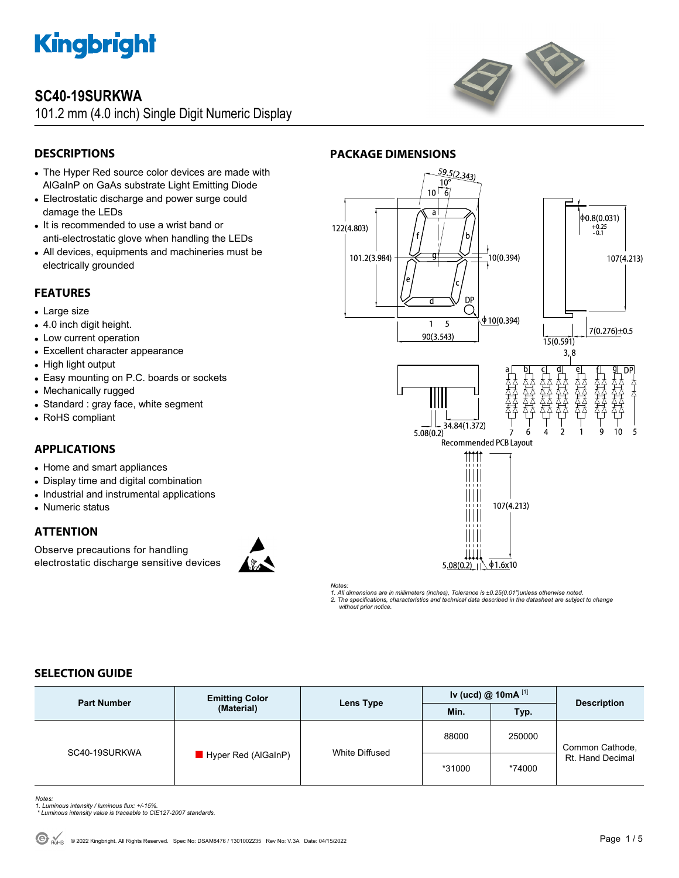# SC40-19SURKWA

101.2 mm (4.0 inch) Single Digit Numeric Display

## DESCRIPTIONS

- The Hyper Red source color devices are made with AlGaInP on GaAs substrate Light Emitting Diode
- Electrostatic discharge and power surge could damage the LEDs
- It is recommended to use a wrist band or anti-electrostatic glove when handling the LEDs
- All devices, equipments and machineries must be electrically grounded

## FEATURES

- Large size
- 4.0 inch digit height.
- Low current operation
- Excellent character appearance
- High light output
- Easy mounting on P.C. boards or sockets
- Mechanically rugged
- Standard : gray face, white segment
- RoHS compliant

## APPLICATIONS

- Home and smart appliances
- Display time and digital combination
- Industrial and instrumental applications
- Numeric status

## ATTENTION

Observe precautions for handling electrostatic discharge sensitive devices

## PACKAGE DIMENSIONS

*Notes:*
*1. All dimensions are in millimeters (inches), Tolerance is ±0.25(0.01")unless otherwise noted.*
*2. The specifications, characteristics and technical data described in the datasheet are subject to change without prior notice.*

## SELECTION GUIDE

| Part Number | Emitting Color (Material) | Lens Type | Iv (ucd) @ 10mA [1] | | Description |
|---|---|---|---|---|---|
| | | | Min. | Typ. | |
| SC40-19SURKWA | Hyper Red (AlGaInP) | White Diffused | 88000 | 250000 | Common Cathode, Rt. Hand Decimal |
| | | | *31000 | *74000 | |

*Notes:*
*1. Luminous intensity / luminous flux: +/-15%.*
*\* Luminous intensity value is traceable to CIE127-2007 standards.*

© 2022 Kingbright. All Rights Reserved. Spec No: DSAM8476 / 1301002235 Rev No: V.3A Date: 04/15/2022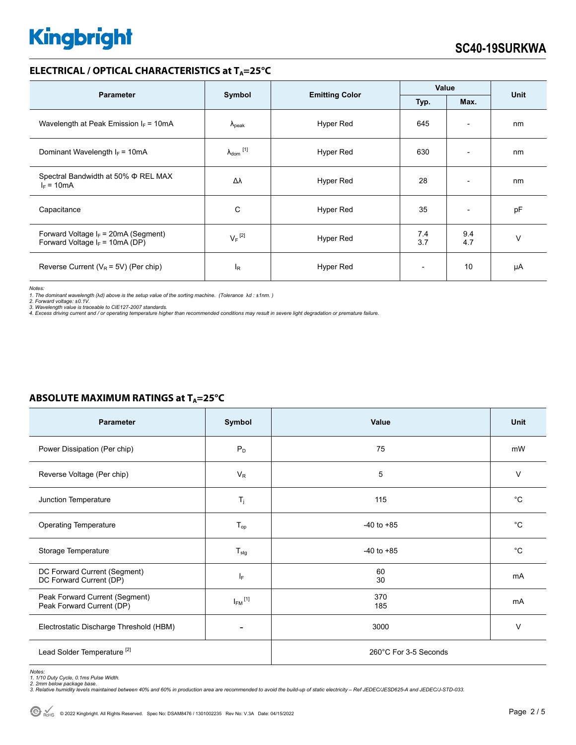## ELECTRICAL / OPTICAL CHARACTERISTICS at $T_A$=25°C

| Parameter | Symbol | Emitting Color | Value | | Unit |
|---|---|---|---|---|---|
| | | | Typ. | Max. | |
| Wavelength at Peak Emission $I_F$ = 10mA | $\lambda_{peak}$ | Hyper Red | 645 | - | nm |
| Dominant Wavelength $I_F$ = 10mA | $\lambda_{dom}$ [1] | Hyper Red | 630 | - | nm |
| Spectral Bandwidth at 50% Φ REL MAX $I_F$ = 10mA | Δλ | Hyper Red | 28 | - | nm |
| Capacitance | C | Hyper Red | 35 | - | pF |
| Forward Voltage $I_F$ = 20mA (Segment)<br>Forward Voltage $I_F$ = 10mA (DP) | $V_F$ [2] | Hyper Red | 7.4<br>3.7 | 9.4<br>4.7 | V |
| Reverse Current ($V_R$ = 5V) (Per chip) | $I_R$ | Hyper Red | - | 10 | μA |

*Notes:*
*1. The dominant wavelength (λd) above is the setup value of the sorting machine. (Tolerance λd : ±1nm. )*
*2. Forward voltage: ±0.1V.*
*3. Wavelength value is traceable to CIE127-2007 standards.*
*4. Excess driving current and / or operating temperature higher than recommended conditions may result in severe light degradation or premature failure.*

## ABSOLUTE MAXIMUM RATINGS at $T_A$=25°C

| Parameter | Symbol | Value | Unit |
|---|---|---|---|
| Power Dissipation (Per chip) | $P_D$ | 75 | mW |
| Reverse Voltage (Per chip) | $V_R$ | 5 | V |
| Junction Temperature | $T_j$ | 115 | °C |
| Operating Temperature | $T_{op}$ | -40 to +85 | °C |
| Storage Temperature | $T_{stg}$ | -40 to +85 | °C |
| DC Forward Current (Segment)<br>DC Forward Current (DP) | $I_F$ | 60<br>30 | mA |
| Peak Forward Current (Segment)<br>Peak Forward Current (DP) | $I_{FM}$ [1] | 370<br>185 | mA |
| Electrostatic Discharge Threshold (HBM) | - | 3000 | V |
| Lead Solder Temperature [2] | | 260°C For 3-5 Seconds | |

*Notes:*
*1. 1/10 Duty Cycle, 0.1ms Pulse Width.*
*2. 2mm below package base.*
*3. Relative humidity levels maintained between 40% and 60% in production area are recommended to avoid the build-up of static electricity – Ref JEDEC/JESD625-A and JEDEC/J-STD-033.*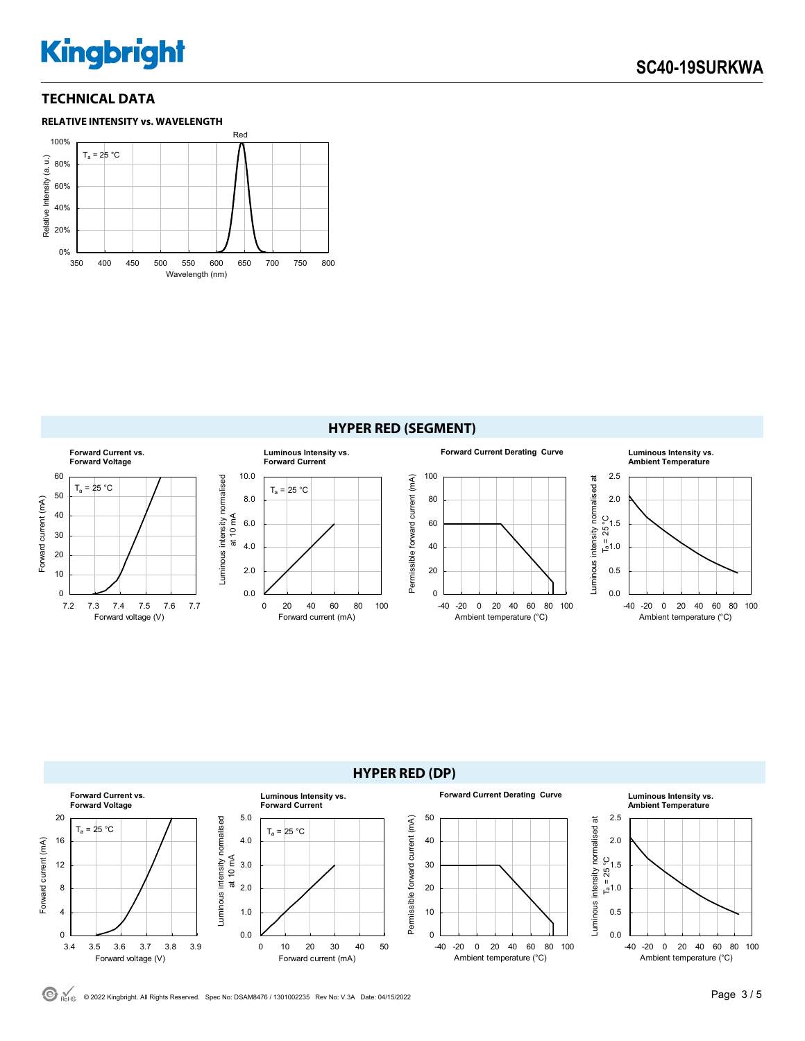## TECHNICAL DATA

### RELATIVE INTENSITY vs. WAVELENGTH

Red

$T_a$ = 25 °C

Relative Intensity (a. u.)

100%, 80%, 60%, 40%, 20%, 0%

350 400 450 500 550 600 650 700 750 800

Wavelength (nm)

## HYPER RED (SEGMENT)

**Forward Current vs. Forward Voltage**

$T_a$ = 25 °C

Forward current (mA): 0, 10, 20, 30, 40, 50, 60

Forward voltage (V): 7.2, 7.3, 7.4, 7.5, 7.6, 7.7

**Luminous Intensity vs. Forward Current**

$T_a$ = 25 °C

Luminous intensity normalised at 10 mA: 0.0, 2.0, 4.0, 6.0, 8.0, 10.0

Forward current (mA): 0, 20, 40, 60, 80, 100

**Forward Current Derating Curve**

Permissible forward current (mA): 0, 20, 40, 60, 80, 100

Ambient temperature (°C): -40, -20, 0, 20, 40, 60, 80, 100

**Luminous Intensity vs. Ambient Temperature**

Luminous intensity normalised at $T_a$ = 25 °C: 0.0, 0.5, 1.0, 1.5, 2.0, 2.5

Ambient temperature (°C): -40, -20, 0, 20, 40, 60, 80, 100

## HYPER RED (DP)

**Forward Current vs. Forward Voltage**

$T_a$ = 25 °C

Forward current (mA): 0, 4, 8, 12, 16, 20

Forward voltage (V): 3.4, 3.5, 3.6, 3.7, 3.8, 3.9

**Luminous Intensity vs. Forward Current**

$T_a$ = 25 °C

Luminous intensity normalised at 10 mA: 0.0, 1.0, 2.0, 3.0, 4.0, 5.0

Forward current (mA): 0, 10, 20, 30, 40, 50

**Forward Current Derating Curve**

Permissible forward current (mA): 0, 10, 20, 30, 40, 50

Ambient temperature (°C): -40, -20, 0, 20, 40, 60, 80, 100

**Luminous Intensity vs. Ambient Temperature**

Luminous intensity normalised at $T_a$ = 25 °C: 0.0, 0.5, 1.0, 1.5, 2.0, 2.5

Ambient temperature (°C): -40, -20, 0, 20, 40, 60, 80, 100

© 2022 Kingbright. All Rights Reserved. Spec No: DSAM8476 / 1301002235 Rev No: V.3A Date: 04/15/2022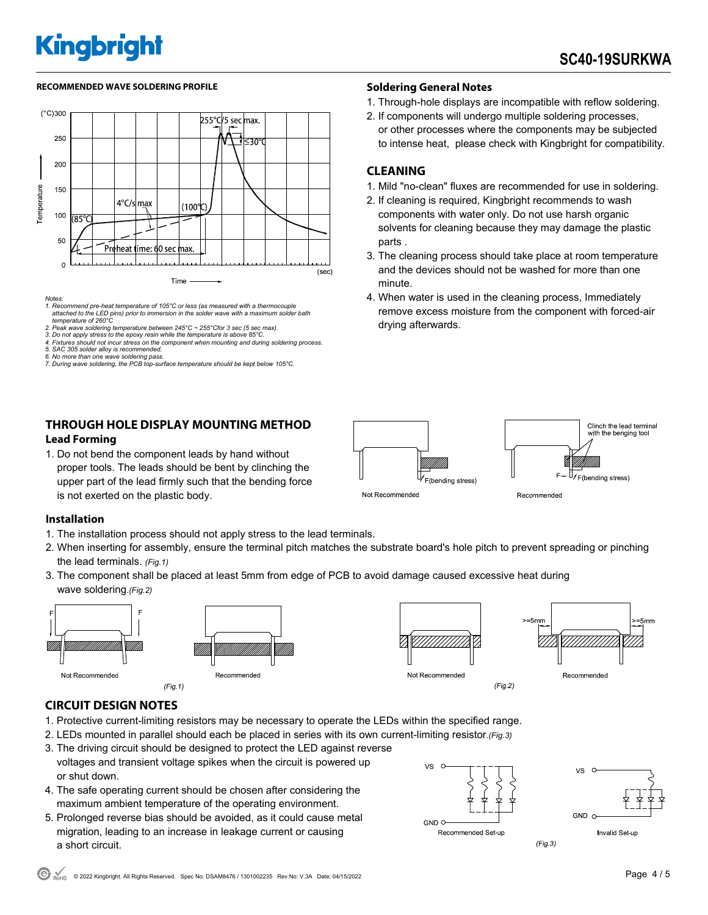#### RECOMMENDED WAVE SOLDERING PROFILE

*Notes:*
*1. Recommend pre-heat temperature of 105°C or less (as measured with a thermocouple attached to the LED pins) prior to immersion in the solder wave with a maximum solder bath temperature of 260°C*
*2. Peak wave soldering temperature between 245°C ~ 255°Cfor 3 sec (5 sec max).*
*3. Do not apply stress to the epoxy resin while the temperature is above 85°C.*
*4. Fixtures should not incur stress on the component when mounting and during soldering process.*
*5. SAC 305 solder alloy is recommended.*
*6. No more than one wave soldering pass.*
*7. During wave soldering, the PCB top-surface temperature should be kept below 105°C.*

### Soldering General Notes

1. Through-hole displays are incompatible with reflow soldering.
2. If components will undergo multiple soldering processes, or other processes where the components may be subjected to intense heat, please check with Kingbright for compatibility.

## CLEANING

1. Mild "no-clean" fluxes are recommended for use in soldering.
2. If cleaning is required, Kingbright recommends to wash components with water only. Do not use harsh organic solvents for cleaning because they may damage the plastic parts .
3. The cleaning process should take place at room temperature and the devices should not be washed for more than one minute.
4. When water is used in the cleaning process, Immediately remove excess moisture from the component with forced-air drying afterwards.

## THROUGH HOLE DISPLAY MOUNTING METHOD

### Lead Forming

1. Do not bend the component leads by hand without proper tools. The leads should be bent by clinching the upper part of the lead firmly such that the bending force is not exerted on the plastic body.

### Installation

1. The installation process should not apply stress to the lead terminals.
2. When inserting for assembly, ensure the terminal pitch matches the substrate board's hole pitch to prevent spreading or pinching the lead terminals. *(Fig.1)*
3. The component shall be placed at least 5mm from edge of PCB to avoid damage caused excessive heat during wave soldering.*(Fig.2)*

## CIRCUIT DESIGN NOTES

1. Protective current-limiting resistors may be necessary to operate the LEDs within the specified range.
2. LEDs mounted in parallel should each be placed in series with its own current-limiting resistor.*(Fig.3)*
3. The driving circuit should be designed to protect the LED against reverse voltages and transient voltage spikes when the circuit is powered up or shut down.
4. The safe operating current should be chosen after considering the maximum ambient temperature of the operating environment.
5. Prolonged reverse bias should be avoided, as it could cause metal migration, leading to an increase in leakage current or causing a short circuit.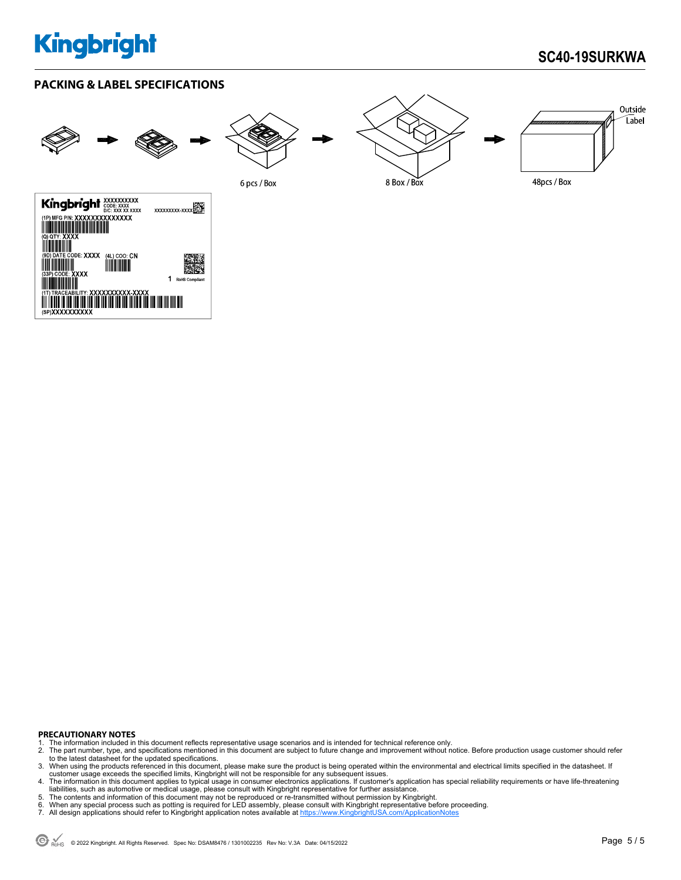## PACKING & LABEL SPECIFICATIONS

6 pcs / Box

8 Box / Box

48pcs / Box

Outside Label

Kingbright XXXXXXXXXX
CODE: XXXX
D/C: XXX XX XXXX
XXXXXXXXX-XXXX
(1P) MFG P/N: XXXXXXXXXXXXXX
(Q) QTY: XXXX
(9D) DATE CODE: XXXX (4L) COO: CN
(33P) CODE: XXXX
1 RoHS Compliant
(1T) TRACEABILITY: XXXXXXXXXX-XXXX
(SP)XXXXXXXXXX

**PRECAUTIONARY NOTES**

1. The information included in this document reflects representative usage scenarios and is intended for technical reference only.
2. The part number, type, and specifications mentioned in this document are subject to future change and improvement without notice. Before production usage customer should refer to the latest datasheet for the updated specifications.
3. When using the products referenced in this document, please make sure the product is being operated within the environmental and electrical limits specified in the datasheet. If customer usage exceeds the specified limits, Kingbright will not be responsible for any subsequent issues.
4. The information in this document applies to typical usage in consumer electronics applications. If customer's application has special reliability requirements or have life-threatening liabilities, such as automotive or medical usage, please consult with Kingbright representative for further assistance.
5. The contents and information of this document may not be reproduced or re-transmitted without permission by Kingbright.
6. When any special process such as potting is required for LED assembly, please consult with Kingbright representative before proceeding.
7. All design applications should refer to Kingbright application notes available at https://www.KingbrightUSA.com/ApplicationNotes

© 2022 Kingbright. All Rights Reserved. Spec No: DSAM8476 / 1301002235 Rev No: V.3A Date: 04/15/2022